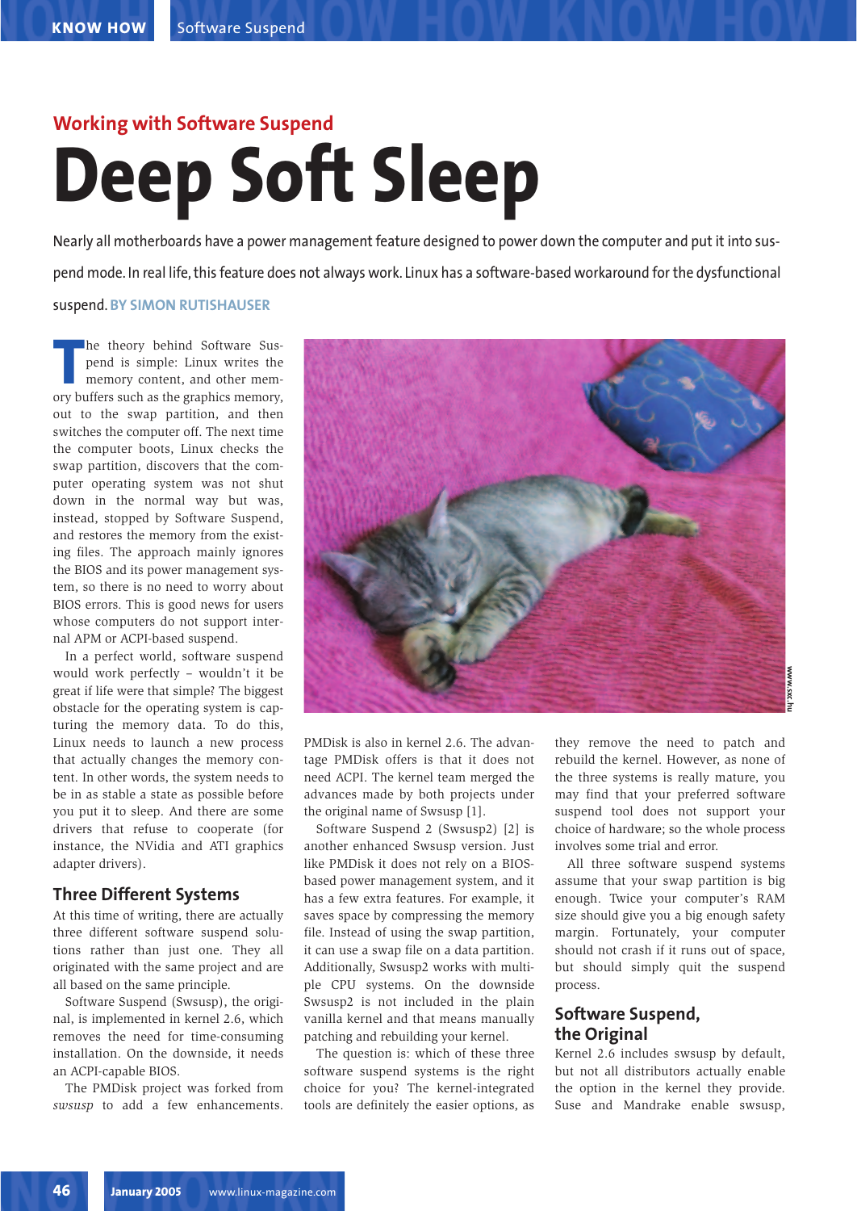## Working with Software Suspend

# Deep Soft Sleep

Nearly all motherboards have a power management feature designed to power down the computer and put it into suspend mode. In real life, this feature does not always work. Linux has a software-based workaround for the dysfunctional suspend. **BY SIMON RUTISHAUSER**

The theory behind Software Suspend is simple: Linux writes the memory content, and other memory buffers such as the graphics memory, out to the swap partition, and then switches the computer off. The next time the computer boots, Linux checks the swap partition, discovers that the computer operating system was not shut down in the normal way but was, instead, stopped by Software Suspend, and restores the memory from the existing files. The approach mainly ignores the BIOS and its power management system, so there is no need to worry about BIOS errors. This is good news for users whose computers do not support internal APM or ACPI-based suspend.

In a perfect world, software suspend would work perfectly – wouldn't it be great if life were that simple? The biggest obstacle for the operating system is capturing the memory data. To do this, Linux needs to launch a new process that actually changes the memory content. In other words, the system needs to be in as stable a state as possible before you put it to sleep. And there are some drivers that refuse to cooperate (for instance, the NVidia and ATI graphics adapter drivers).

## Three Different Systems

At this time of writing, there are actually three different software suspend solutions rather than just one. They all originated with the same project and are all based on the same principle.

Software Suspend (Swsusp), the original, is implemented in kernel 2.6, which removes the need for time-consuming installation. On the downside, it needs an ACPI-capable BIOS.

The PMDisk project was forked from *swsusp* to add a few enhancements. PMDisk is also in kernel 2.6. The advantage PMDisk offers is that it does not need ACPI. The kernel team merged the advances made by both projects under the original name of Swsusp [1].

Software Suspend 2 (Swsusp2) [2] is another enhanced Swsusp version. Just like PMDisk it does not rely on a BIOS-based power management system, and it has a few extra features. For example, it saves space by compressing the memory file. Instead of using the swap partition, it can use a swap file on a data partition. Additionally, Swsusp2 works with multiple CPU systems. On the downside Swsusp2 is not included in the plain vanilla kernel and that means manually patching and rebuilding your kernel.

The question is: which of these three software suspend systems is the right choice for you? The kernel-integrated tools are definitely the easier options, as they remove the need to patch and rebuild the kernel. However, as none of the three systems is really mature, you may find that your preferred software suspend tool does not support your choice of hardware; so the whole process involves some trial and error.

All three software suspend systems assume that your swap partition is big enough. Twice your computer's RAM size should give you a big enough safety margin. Fortunately, your computer should not crash if it runs out of space, but should simply quit the suspend process.

## Software Suspend, the Original

Kernel 2.6 includes swsusp by default, but not all distributors actually enable the option in the kernel they provide. Suse and Mandrake enable swsusp,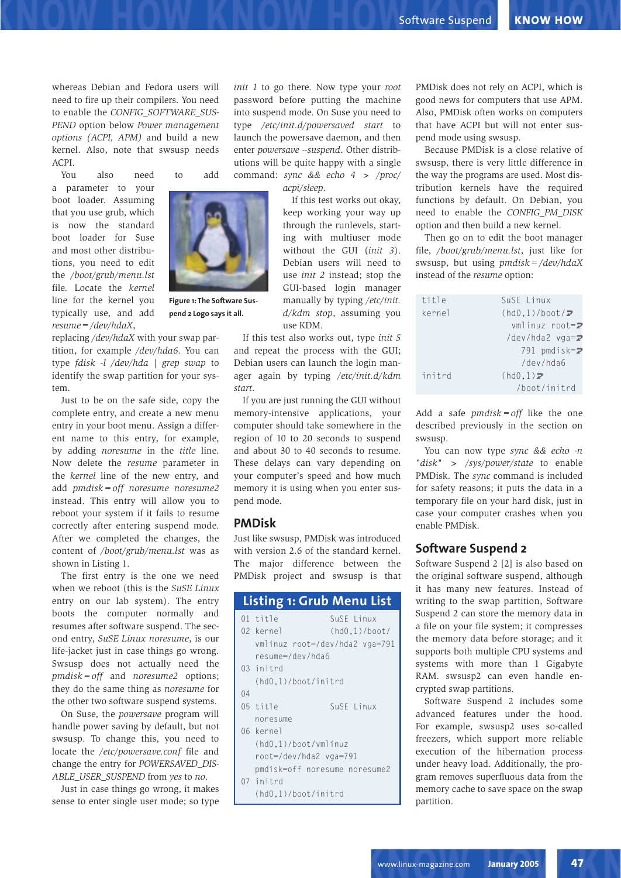whereas Debian and Fedora users will need to fire up their compilers. You need to enable the *CONFIG_SOFTWARE_SUSPEND* option below *Power management options (ACPI, APM)* and build a new kernel. Also, note that swsusp needs ACPI.

You also need to add a parameter to your boot loader. Assuming that you use grub, which is now the standard boot loader for Suse and most other distributions, you need to edit the */boot/grub/menu.lst* file. Locate the *kernel* line for the kernel you typically use, and add *resume=/dev/hdaX*, replacing */dev/hdaX* with your swap partition, for example */dev/hda6*. You can type *fdisk -l /dev/hda | grep swap* to identify the swap partition for your system.

**Figure 1: The Software Suspend 2 Logo says it all.**

Just to be on the safe side, copy the complete entry, and create a new menu entry in your boot menu. Assign a different name to this entry, for example, by adding *noresume* in the *title* line. Now delete the *resume* parameter in the *kernel* line of the new entry, and add *pmdisk=off noresume noresume2* instead. This entry will allow you to reboot your system if it fails to resume correctly after entering suspend mode. After we completed the changes, the content of */boot/grub/menu.lst* was as shown in Listing 1.

The first entry is the one we need when we reboot (this is the *SuSE Linux* entry on our lab system). The entry boots the computer normally and resumes after software suspend. The second entry, *SuSE Linux noresume*, is our life-jacket just in case things go wrong. Swsusp does not actually need the *pmdisk=off* and *noresume2* options; they do the same thing as *noresume* for the other two software suspend systems.

On Suse, the *powersave* program will handle power saving by default, but not swsusp. To change this, you need to locate the */etc/powersave.conf* file and change the entry for *POWERSAVED_DISABLE_USER_SUSPEND* from *yes* to *no*.

Just in case things go wrong, it makes sense to enter single user mode; so type *init 1* to go there. Now type your *root* password before putting the machine into suspend mode. On Suse you need to type */etc/init.d/powersaved start* to launch the powersave daemon, and then enter *powersave --suspend*. Other distributions will be quite happy with a single command: *sync && echo 4 > /proc/acpi/sleep*.

If this test works out okay, keep working your way up through the runlevels, starting with multiuser mode without the GUI (*init 3*). Debian users will need to use *init 2* instead; stop the GUI-based login manager manually by typing */etc/init.d/kdm stop*, assuming you use KDM.

If this test also works out, type *init 5* and repeat the process with the GUI; Debian users can launch the login manager again by typing */etc/init.d/kdm start*.

If you are just running the GUI without memory-intensive applications, your computer should take somewhere in the region of 10 to 20 seconds to suspend and about 30 to 40 seconds to resume. These delays can vary depending on your computer's speed and how much memory it is using when you enter suspend mode.

## PMDisk

Just like swsusp, PMDisk was introduced with version 2.6 of the standard kernel. The major difference between the PMDisk project and swsusp is that PMDisk does not rely on ACPI, which is good news for computers that use APM. Also, PMDisk often works on computers that have ACPI but will not enter suspend mode using swsusp.

Because PMDisk is a close relative of swsusp, there is very little difference in the way the programs are used. Most distribution kernels have the required functions by default. On Debian, you need to enable the *CONFIG_PM_DISK* option and then build a new kernel.

Then go on to edit the boot manager file, */boot/grub/menu.lst*, just like for swsusp, but using *pmdisk=/dev/hdaX* instead of the *resume* option:

```
title     SuSE Linux
kernel    (hd0,1)/boot/vmlinuz root=/dev/hda2 vga=791 pmdisk=/dev/hda6
initrd    (hd0,1)/boot/initrd
```

Add a safe *pmdisk=off* like the one described previously in the section on swsusp.

You can now type *sync && echo -n "disk" > /sys/power/state* to enable PMDisk. The *sync* command is included for safety reasons; it puts the data in a temporary file on your hard disk, just in case your computer crashes when you enable PMDisk.

### Listing 1: Grub Menu List

```
01 title     SuSE Linux
02 kernel    (hd0,1)/boot/
   vmlinuz root=/dev/hda2 vga=791
   resume=/dev/hda6
03 initrd
   (hd0,1)/boot/initrd
04
05 title     SuSE Linux
   noresume
06 kernel
   (hd0,1)/boot/vmlinuz
   root=/dev/hda2 vga=791
   pmdisk=off noresume noresume2
07 initrd
   (hd0,1)/boot/initrd
```

## Software Suspend 2

Software Suspend 2 [2] is also based on the original software suspend, although it has many new features. Instead of writing to the swap partition, Software Suspend 2 can store the memory data in a file on your file system; it compresses the memory data before storage; and it supports both multiple CPU systems and systems with more than 1 Gigabyte RAM. swsusp2 can even handle encrypted swap partitions.

Software Suspend 2 includes some advanced features under the hood. For example, swsusp2 uses so-called freezers, which support more reliable execution of the hibernation process under heavy load. Additionally, the program removes superfluous data from the memory cache to save space on the swap partition.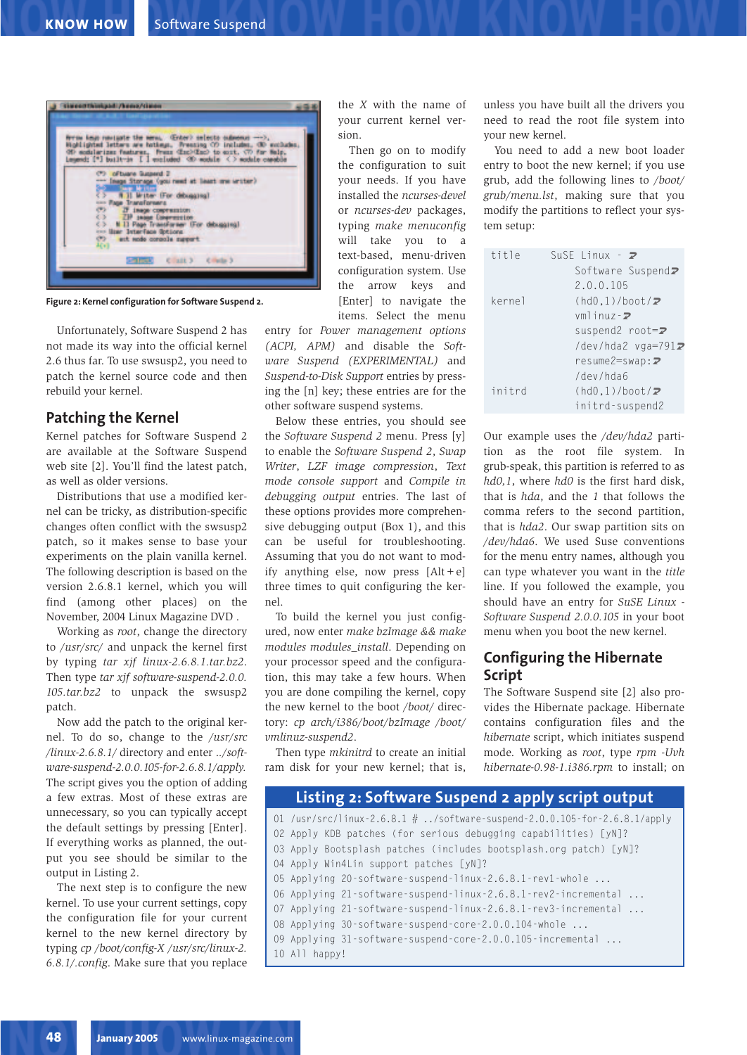Figure 2: Kernel configuration for Software Suspend 2.

Unfortunately, Software Suspend 2 has not made its way into the official kernel 2.6 thus far. To use swsusp2, you need to patch the kernel source code and then rebuild your kernel.

## Patching the Kernel

Kernel patches for Software Suspend 2 are available at the Software Suspend web site [2]. You'll find the latest patch, as well as older versions.

Distributions that use a modified kernel can be tricky, as distribution-specific changes often conflict with the swsusp2 patch, so it makes sense to base your experiments on the plain vanilla kernel. The following description is based on the version 2.6.8.1 kernel, which you will find (among other places) on the November, 2004 Linux Magazine DVD .

Working as *root*, change the directory to */usr/src/* and unpack the kernel first by typing *tar xjf linux-2.6.8.1.tar.bz2*. Then type *tar xjf software-suspend-2.0.0.105.tar.bz2* to unpack the swsusp2 patch.

Now add the patch to the original kernel. To do so, change to the */usr/src/linux-2.6.8.1/* directory and enter *../software-suspend-2.0.0.105-for-2.6.8.1/apply*. The script gives you the option of adding a few extras. Most of these extras are unnecessary, so you can typically accept the default settings by pressing [Enter]. If everything works as planned, the output you see should be similar to the output in Listing 2.

The next step is to configure the new kernel. To use your current settings, copy the configuration file for your current kernel to the new kernel directory by typing *cp /boot/config-X /usr/src/linux-2.6.8.1/.config*. Make sure that you replace the *X* with the name of your current kernel version.

Then go on to modify the configuration to suit your needs. If you have installed the *ncurses-devel* or *ncurses-dev* packages, typing *make menuconfig* will take you to a text-based, menu-driven configuration system. Use the arrow keys and [Enter] to navigate the items. Select the menu entry for *Power management options (ACPI, APM)* and disable the *Software Suspend (EXPERIMENTAL)* and *Suspend-to-Disk Support* entries by pressing the [n] key; these entries are for the other software suspend systems.

Below these entries, you should see the *Software Suspend 2* menu. Press [y] to enable the *Software Suspend 2*, *Swap Writer*, *LZF image compression*, *Text mode console support* and *Compile in debugging output* entries. The last of these options provides more comprehensive debugging output (Box 1), and this can be useful for troubleshooting. Assuming that you do not want to modify anything else, now press [Alt+e] three times to quit configuring the kernel.

To build the kernel you just configured, now enter *make bzImage && make modules modules_install*. Depending on your processor speed and the configuration, this may take a few hours. When you are done compiling the kernel, copy the new kernel to the boot */boot/* directory: *cp arch/i386/boot/bzImage /boot/vmlinuz-suspend2*.

Then type *mkinitrd* to create an initial ram disk for your new kernel; that is, unless you have built all the drivers you need to read the root file system into your new kernel.

You need to add a new boot loader entry to boot the new kernel; if you use grub, add the following lines to */boot/grub/menu.lst*, making sure that you modify the partitions to reflect your system setup:

```
title     SuSE Linux - ⮐
          Software Suspend⮐
          2.0.0.105
kernel    (hd0,1)/boot/⮐
          vmlinuz-⮐
          suspend2 root=⮐
          /dev/hda2 vga=791⮐
          resume2=swap:⮐
          /dev/hda6
initrd    (hd0,1)/boot/⮐
          initrd-suspend2
```

Our example uses the */dev/hda2* partition as the root file system. In grub-speak, this partition is referred to as *hd0,1*, where *hd0* is the first hard disk, that is *hda*, and the *1* that follows the comma refers to the second partition, that is *hda2*. Our swap partition sits on */dev/hda6*. We used Suse conventions for the menu entry names, although you can type whatever you want in the *title* line. If you followed the example, you should have an entry for *SuSE Linux - Software Suspend 2.0.0.105* in your boot menu when you boot the new kernel.

## Configuring the Hibernate Script

The Software Suspend site [2] also provides the Hibernate package. Hibernate contains configuration files and the *hibernate* script, which initiates suspend mode. Working as *root*, type *rpm -Uvh hibernate-0.98-1.i386.rpm* to install; on

### Listing 2: Software Suspend 2 apply script output

```
01 /usr/src/linux-2.6.8.1 # ../software-suspend-2.0.0.105-for-2.6.8.1/apply
02 Apply KDB patches (for serious debugging capabilities) [yN]?
03 Apply Bootsplash patches (includes bootsplash.org patch) [yN]?
04 Apply Win4Lin support patches [yN]?
05 Applying 20-software-suspend-linux-2.6.8.1-rev1-whole ...
06 Applying 21-software-suspend-linux-2.6.8.1-rev2-incremental ...
07 Applying 21-software-suspend-linux-2.6.8.1-rev3-incremental ...
08 Applying 30-software-suspend-core-2.0.0.104-whole ...
09 Applying 31-software-suspend-core-2.0.0.105-incremental ...
10 All happy!
```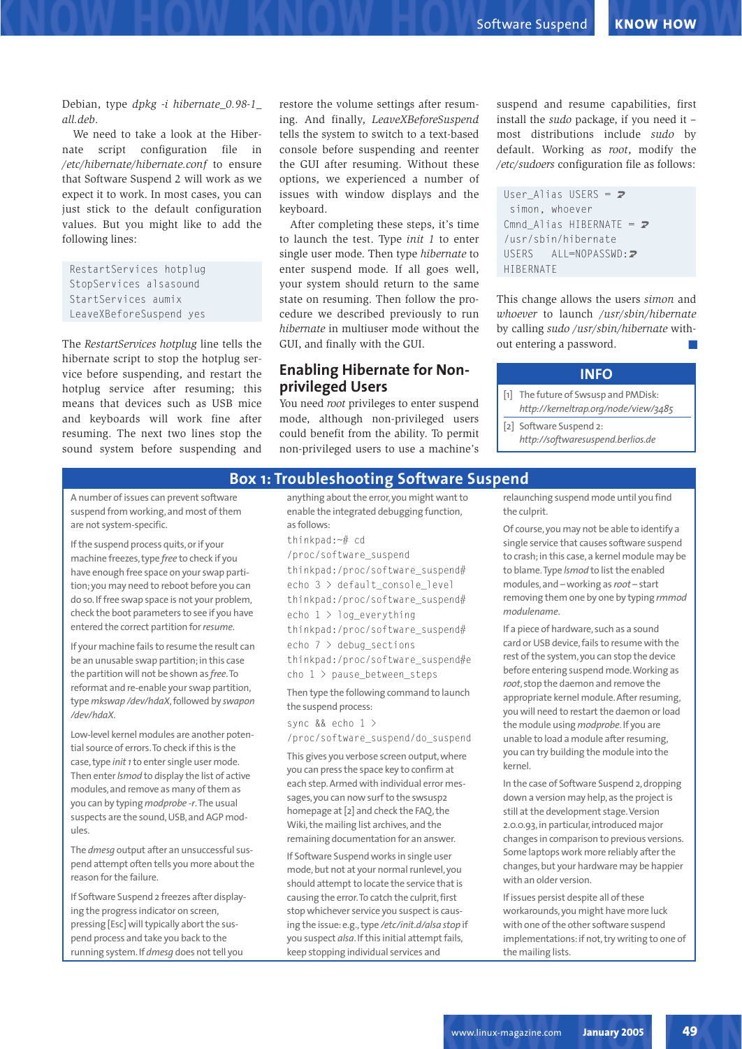Debian, type *dpkg -i hibernate_0.98-1_all.deb*.

We need to take a look at the Hibernate script configuration file in */etc/hibernate/hibernate.conf* to ensure that Software Suspend 2 will work as we expect it to work. In most cases, you can just stick to the default configuration values. But you might like to add the following lines:

```
RestartServices hotplug
StopServices alsasound
StartServices aumix
LeaveXBeforeSuspend yes
```

The *RestartServices hotplug* line tells the hibernate script to stop the hotplug service before suspending, and restart the hotplug service after resuming; this means that devices such as USB mice and keyboards will work fine after resuming. The next two lines stop the sound system before suspending and restore the volume settings after resuming. And finally, *LeaveXBeforeSuspend* tells the system to switch to a text-based console before suspending and reenter the GUI after resuming. Without these options, we experienced a number of issues with window displays and the keyboard.

After completing these steps, it's time to launch the test. Type *init 1* to enter single user mode. Then type *hibernate* to enter suspend mode. If all goes well, your system should return to the same state on resuming. Then follow the procedure we described previously to run *hibernate* in multiuser mode without the GUI, and finally with the GUI.

## Enabling Hibernate for Non-privileged Users

You need *root* privileges to enter suspend mode, although non-privileged users could benefit from the ability. To permit non-privileged users to use a machine's suspend and resume capabilities, first install the *sudo* package, if you need it – most distributions include *sudo* by default. Working as *root*, modify the */etc/sudoers* configuration file as follows:

```
User_Alias USERS = ↩
 simon, whoever
Cmnd_Alias HIBERNATE = ↩
/usr/sbin/hibernate
USERS   ALL=NOPASSWD:↩
HIBERNATE
```

This change allows the users *simon* and *whoever* to launch */usr/sbin/hibernate* by calling *sudo /usr/sbin/hibernate* without entering a password.

## INFO

[1] The future of Swsusp and PMDisk: *http://kerneltrap.org/node/view/3485*

[2] Software Suspend 2: *http://softwaresuspend.berlios.de*

## Box 1: Troubleshooting Software Suspend

A number of issues can prevent software suspend from working, and most of them are not system-specific.

If the suspend process quits, or if your machine freezes, type *free* to check if you have enough free space on your swap partition; you may need to reboot before you can do so. If free swap space is not your problem, check the boot parameters to see if you have entered the correct partition for *resume*.

If your machine fails to resume the result can be an unusable swap partition; in this case the partition will not be shown as *free*. To reformat and re-enable your swap partition, type *mkswap /dev/hdaX*, followed by *swapon /dev/hdaX*.

Low-level kernel modules are another potential source of errors. To check if this is the case, type *init 1* to enter single user mode. Then enter *lsmod* to display the list of active modules, and remove as many of them as you can by typing *modprobe -r*. The usual suspects are the sound, USB, and AGP modules.

The *dmesg* output after an unsuccessful suspend attempt often tells you more about the reason for the failure.

If Software Suspend 2 freezes after displaying the progress indicator on screen, pressing [Esc] will typically abort the suspend process and take you back to the running system. If *dmesg* does not tell you anything about the error, you might want to enable the integrated debugging function, as follows:

```
thinkpad:~# cd
/proc/software_suspend
thinkpad:/proc/software_suspend#
echo 3 > default_console_level
thinkpad:/proc/software_suspend#
echo 1 > log_everything
thinkpad:/proc/software_suspend#
echo 7 > debug_sections
thinkpad:/proc/software_suspend#e
cho 1 > pause_between_steps
```

Then type the following command to launch the suspend process:

```
sync && echo 1 >
/proc/software_suspend/do_suspend
```

This gives you verbose screen output, where you can press the space key to confirm at each step. Armed with individual error messages, you can now surf to the swsusp2 homepage at [2] and check the FAQ, the Wiki, the mailing list archives, and the remaining documentation for an answer.

If Software Suspend works in single user mode, but not at your normal runlevel, you should attempt to locate the service that is causing the error. To catch the culprit, first stop whichever service you suspect is causing the issue: e.g., type */etc/init.d/alsa stop* if you suspect *alsa*. If this initial attempt fails, keep stopping individual services and relaunching suspend mode until you find the culprit.

Of course, you may not be able to identify a single service that causes software suspend to crash; in this case, a kernel module may be to blame. Type *lsmod* to list the enabled modules, and – working as *root* – start removing them one by one by typing *rmmod modulename*.

If a piece of hardware, such as a sound card or USB device, fails to resume with the rest of the system, you can stop the device before entering suspend mode. Working as *root*, stop the daemon and remove the appropriate kernel module. After resuming, you will need to restart the daemon or load the module using *modprobe*. If you are unable to load a module after resuming, you can try building the module into the kernel.

In the case of Software Suspend 2, dropping down a version may help, as the project is still at the development stage. Version 2.0.0.93, in particular, introduced major changes in comparison to previous versions. Some laptops work more reliably after the changes, but your hardware may be happier with an older version.

If issues persist despite all of these workarounds, you might have more luck with one of the other software suspend implementations: if not, try writing to one of the mailing lists.